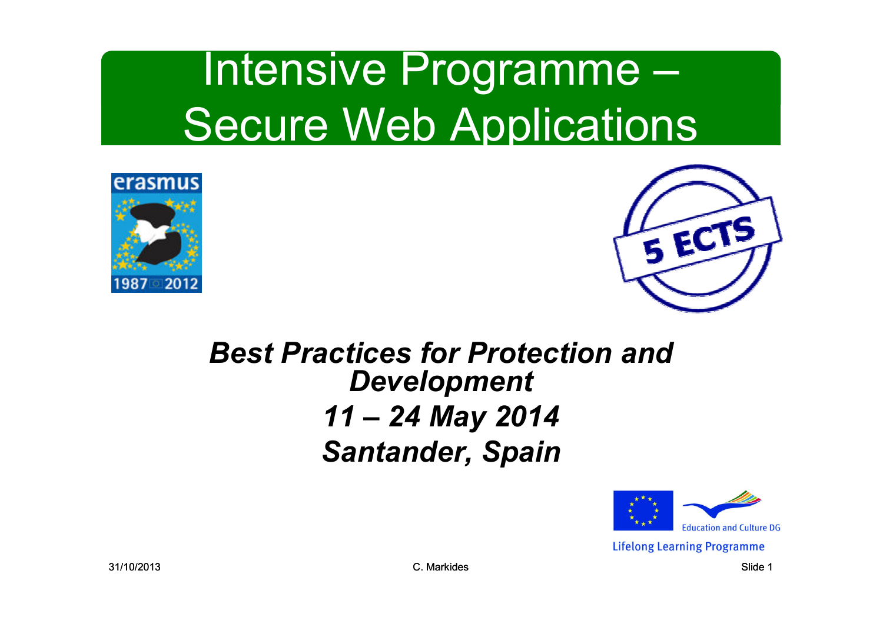# Intensive Programme – Secure Web Applications

erasmus

1987 2012

5 ECTS

***Best Practices for Protection and Development***

***11 – 24 May 2014***

***Santander, Spain***

Education and Culture DG

Lifelong Learning Programme

31/10/2013

C. Markides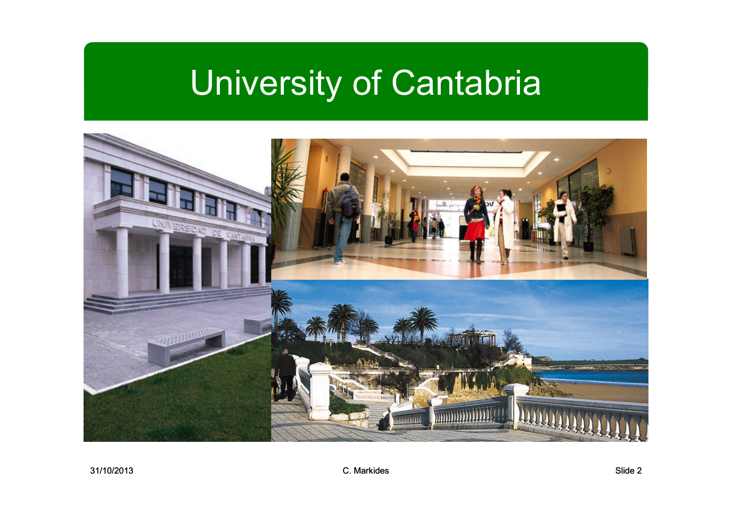# University of Cantabria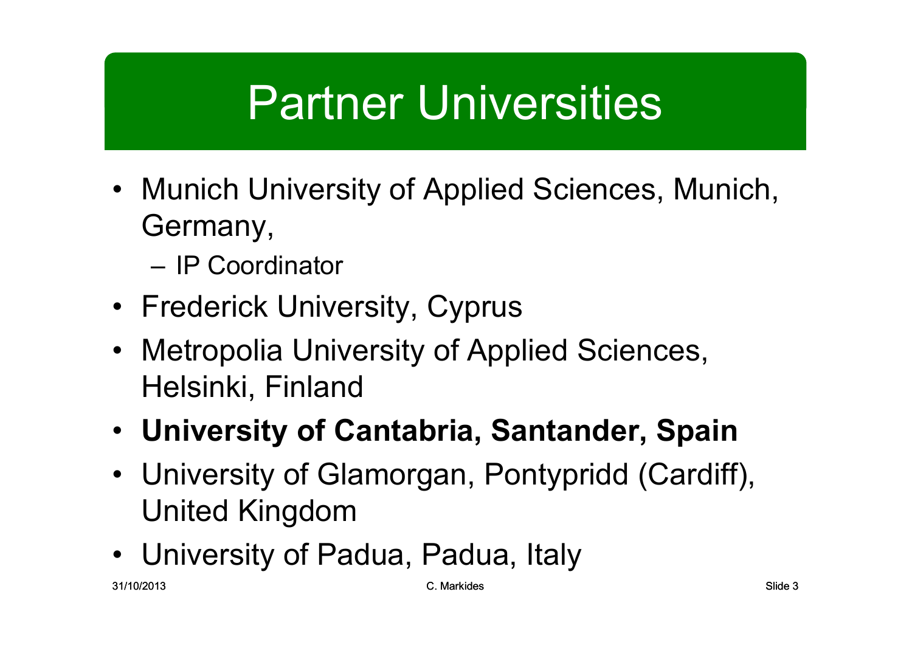# Partner Universities

- Munich University of Applied Sciences, Munich, Germany,
  - IP Coordinator
- Frederick University, Cyprus
- Metropolia University of Applied Sciences, Helsinki, Finland
- **University of Cantabria, Santander, Spain**
- University of Glamorgan, Pontypridd (Cardiff), United Kingdom
- University of Padua, Padua, Italy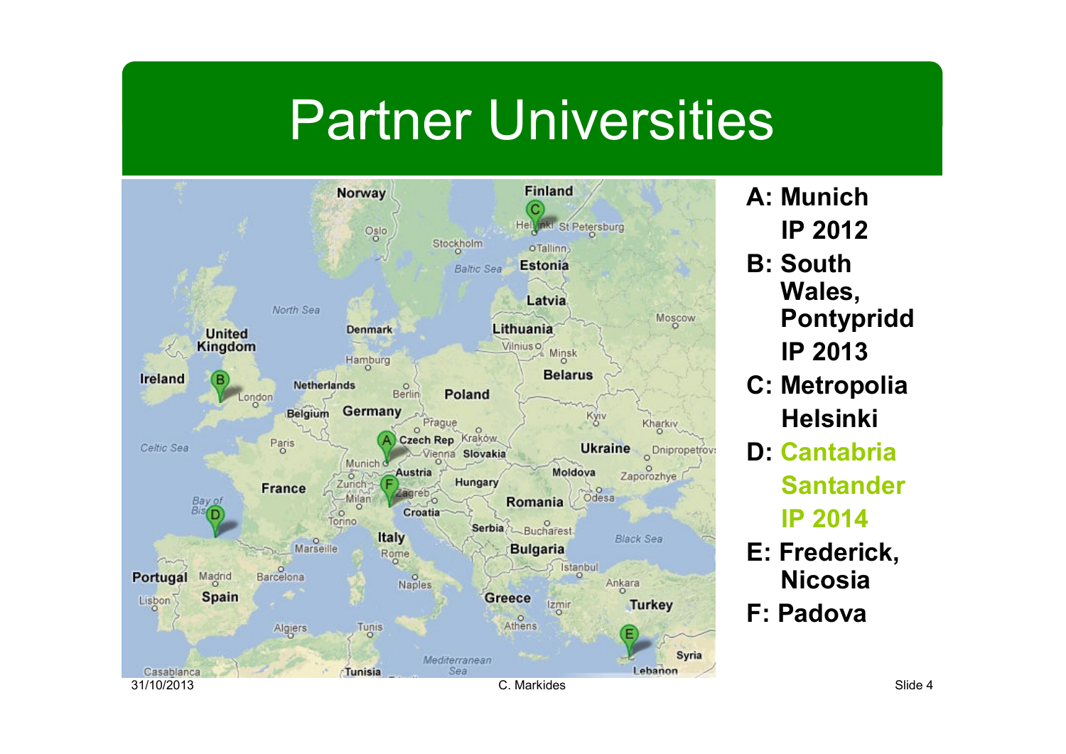# Partner Universities

- **A: Munich IP 2012**
- **B: South Wales, Pontypridd IP 2013**
- **C: Metropolia Helsinki**
- **D: Cantabria Santander IP 2014**
- **E: Frederick, Nicosia**
- **F: Padova**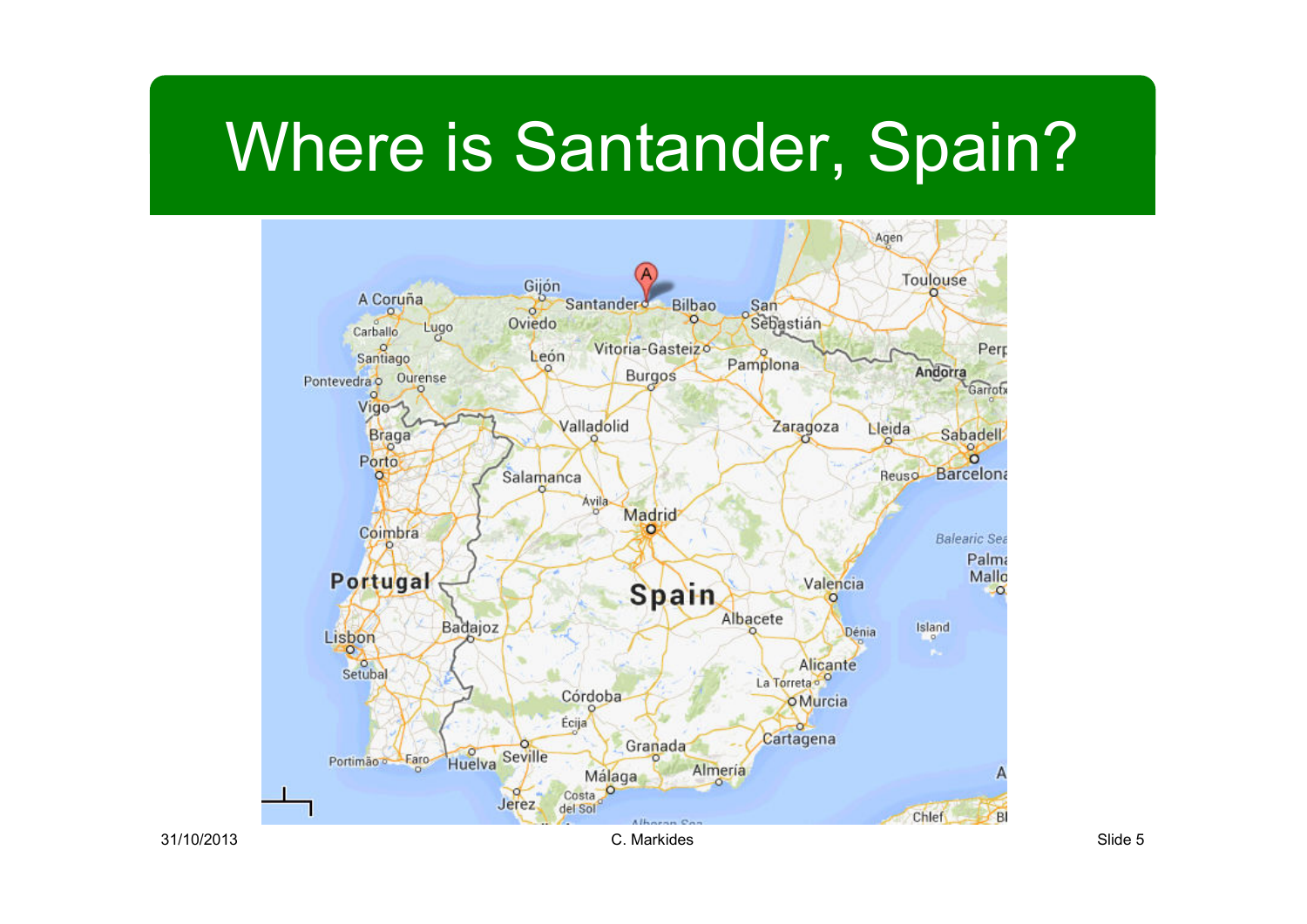# Where is Santander, Spain?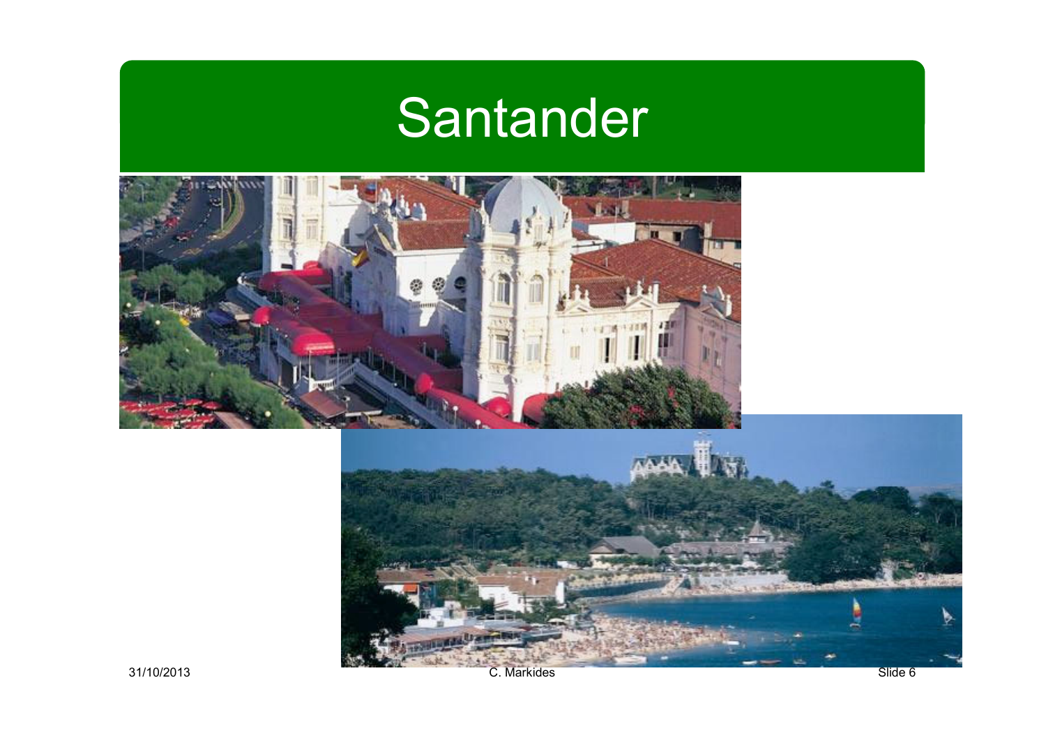# Santander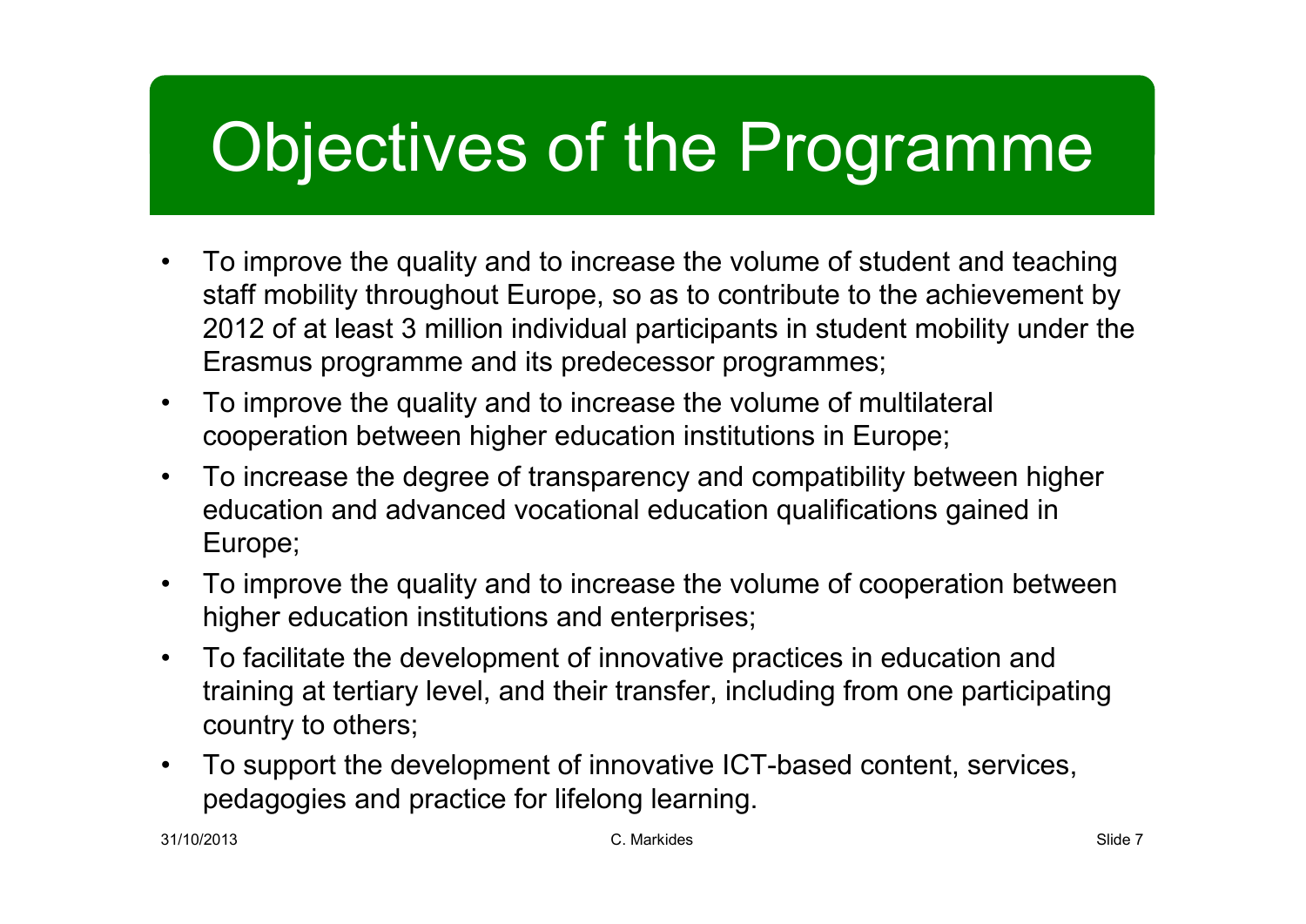# Objectives of the Programme

- To improve the quality and to increase the volume of student and teaching staff mobility throughout Europe, so as to contribute to the achievement by 2012 of at least 3 million individual participants in student mobility under the Erasmus programme and its predecessor programmes;
- To improve the quality and to increase the volume of multilateral cooperation between higher education institutions in Europe;
- To increase the degree of transparency and compatibility between higher education and advanced vocational education qualifications gained in Europe;
- To improve the quality and to increase the volume of cooperation between higher education institutions and enterprises;
- To facilitate the development of innovative practices in education and training at tertiary level, and their transfer, including from one participating country to others;
- To support the development of innovative ICT-based content, services, pedagogies and practice for lifelong learning.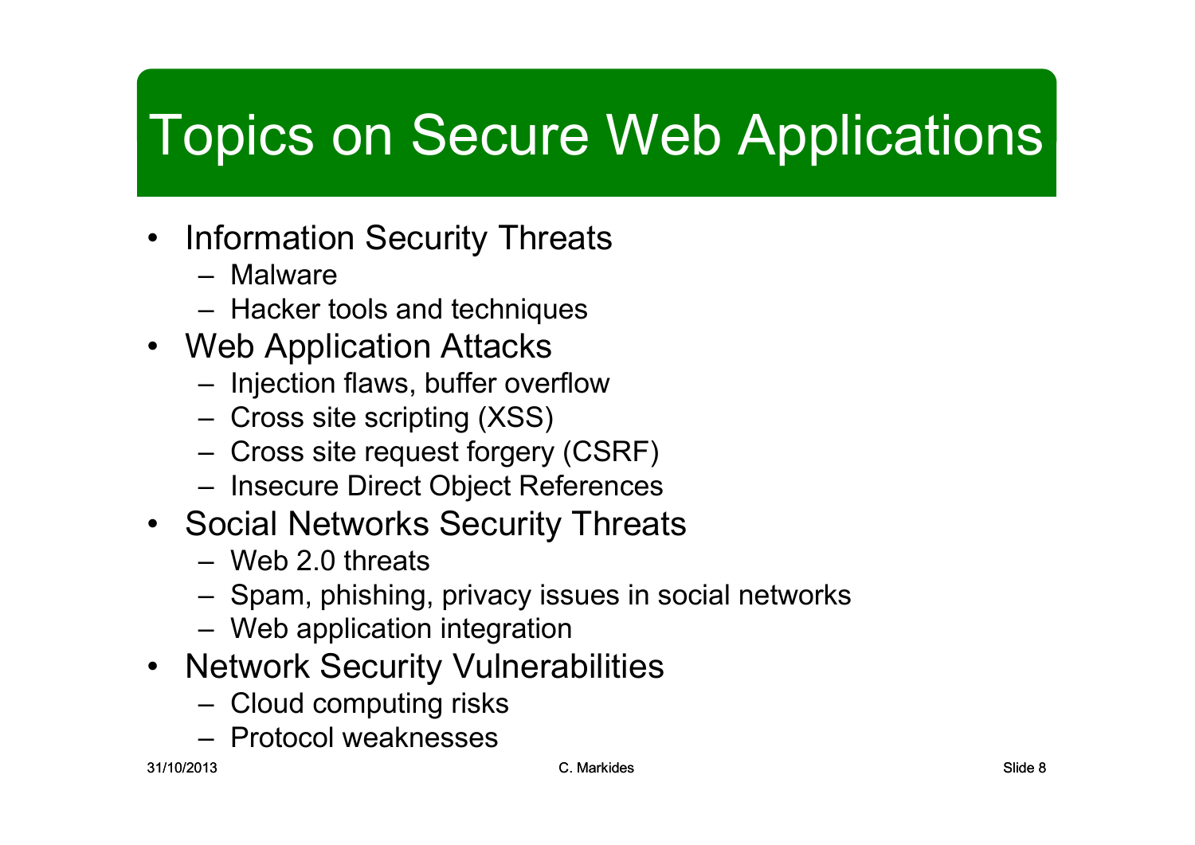# Topics on Secure Web Applications

- Information Security Threats
  - Malware
  - Hacker tools and techniques
- Web Application Attacks
  - Injection flaws, buffer overflow
  - Cross site scripting (XSS)
  - Cross site request forgery (CSRF)
  - Insecure Direct Object References
- Social Networks Security Threats
  - Web 2.0 threats
  - Spam, phishing, privacy issues in social networks
  - Web application integration
- Network Security Vulnerabilities
  - Cloud computing risks
  - Protocol weaknesses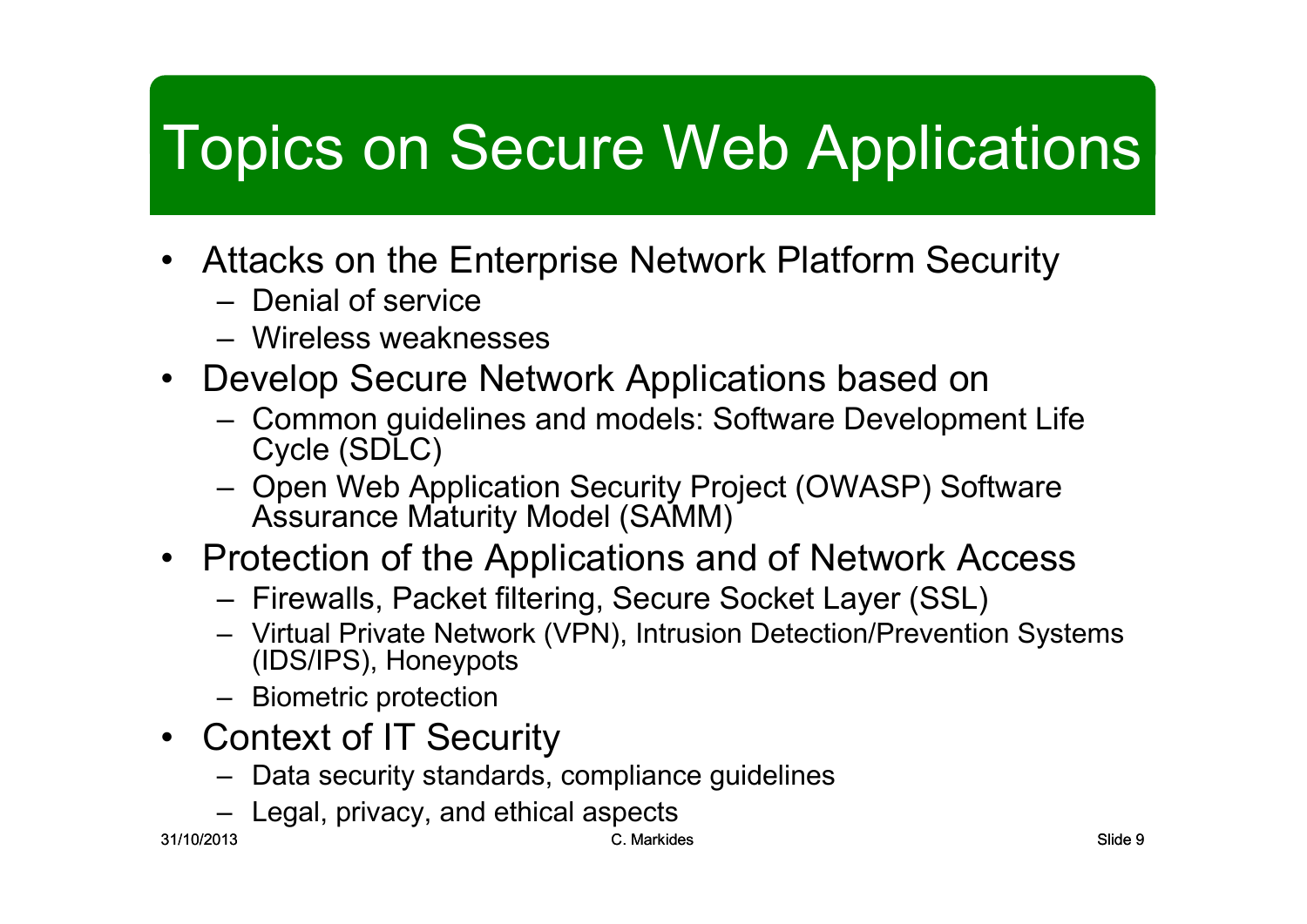# Topics on Secure Web Applications

- Attacks on the Enterprise Network Platform Security
  - Denial of service
  - Wireless weaknesses
- Develop Secure Network Applications based on
  - Common guidelines and models: Software Development Life Cycle (SDLC)
  - Open Web Application Security Project (OWASP) Software Assurance Maturity Model (SAMM)
- Protection of the Applications and of Network Access
  - Firewalls, Packet filtering, Secure Socket Layer (SSL)
  - Virtual Private Network (VPN), Intrusion Detection/Prevention Systems (IDS/IPS), Honeypots
  - Biometric protection
- Context of IT Security
  - Data security standards, compliance guidelines
  - Legal, privacy, and ethical aspects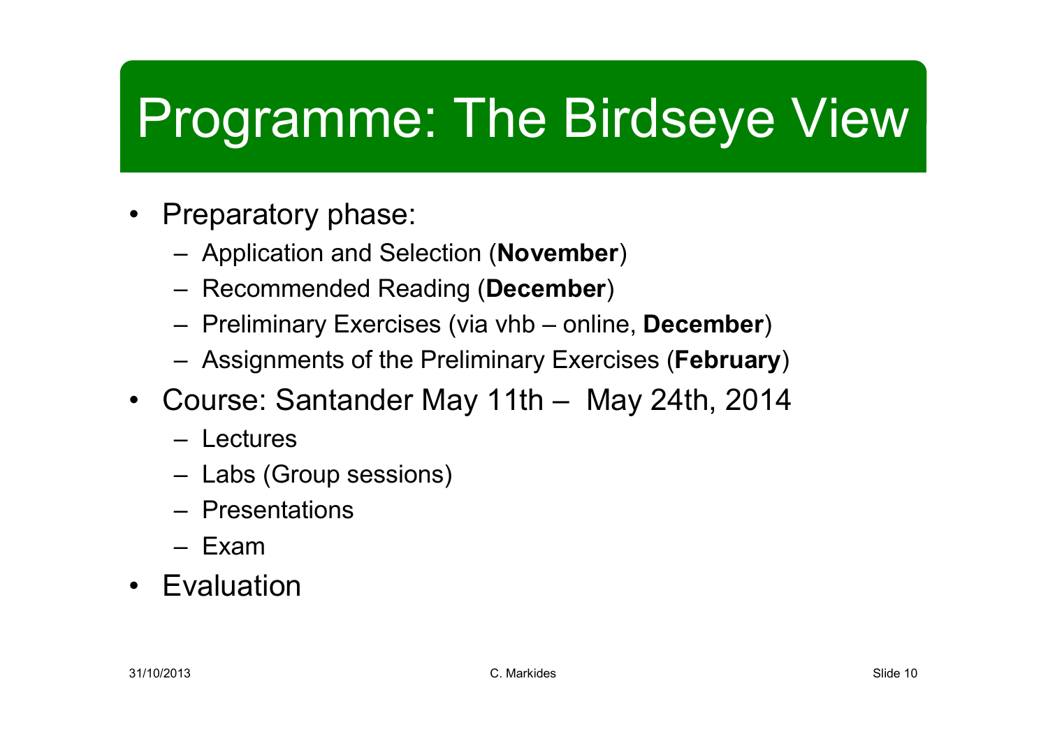# Programme: The Birdseye View

- Preparatory phase:
  - Application and Selection (**November**)
  - Recommended Reading (**December**)
  - Preliminary Exercises (via vhb – online, **December**)
  - Assignments of the Preliminary Exercises (**February**)
- Course: Santander May 11th – May 24th, 2014
  - Lectures
  - Labs (Group sessions)
  - Presentations
  - Exam
- Evaluation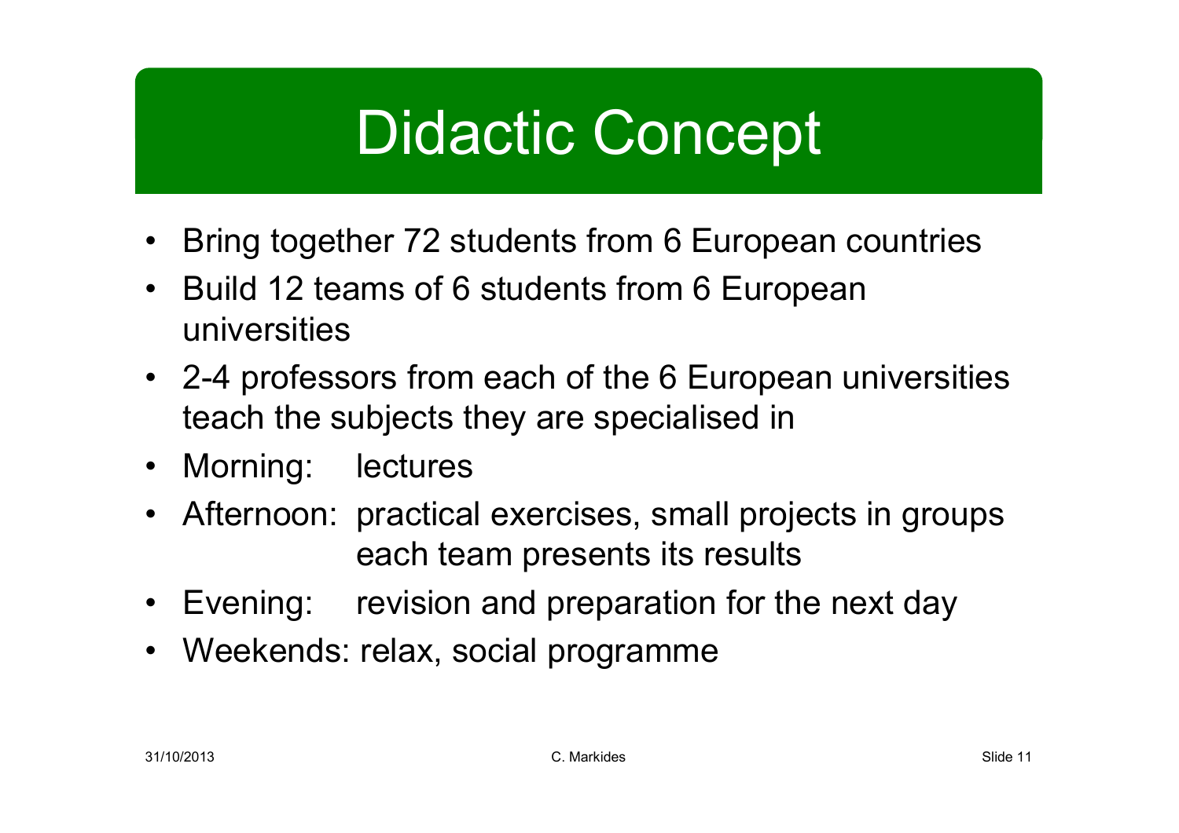# Didactic Concept

- Bring together 72 students from 6 European countries
- Build 12 teams of 6 students from 6 European universities
- 2-4 professors from each of the 6 European universities teach the subjects they are specialised in
- Morning: lectures
- Afternoon: practical exercises, small projects in groups each team presents its results
- Evening: revision and preparation for the next day
- Weekends: relax, social programme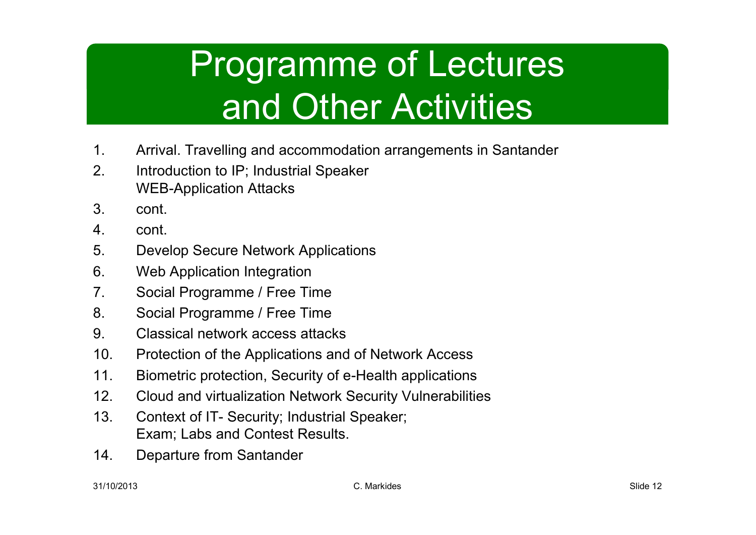# Programme of Lectures and Other Activities

1. Arrival. Travelling and accommodation arrangements in Santander
2. Introduction to IP; Industrial Speaker
   WEB-Application Attacks
3. cont.
4. cont.
5. Develop Secure Network Applications
6. Web Application Integration
7. Social Programme / Free Time
8. Social Programme / Free Time
9. Classical network access attacks
10. Protection of the Applications and of Network Access
11. Biometric protection, Security of e-Health applications
12. Cloud and virtualization Network Security Vulnerabilities
13. Context of IT- Security; Industrial Speaker;
    Exam; Labs and Contest Results.
14. Departure from Santander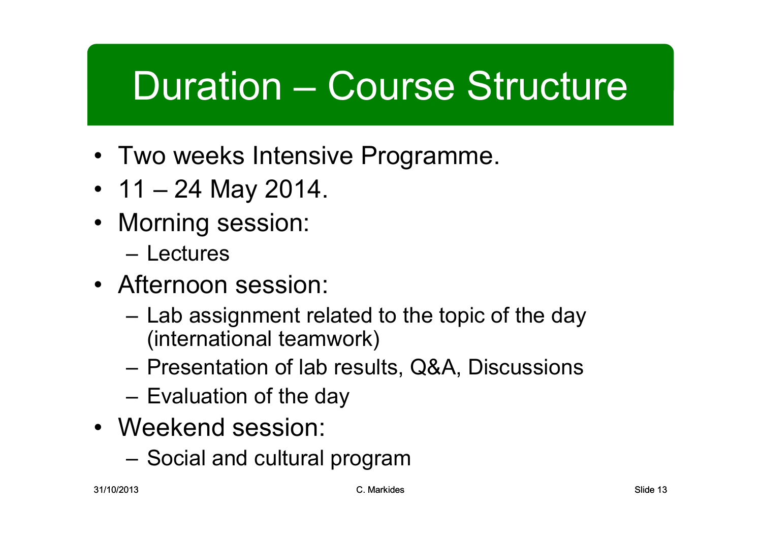# Duration – Course Structure

- Two weeks Intensive Programme.
- 11 – 24 May 2014.
- Morning session:
  - Lectures
- Afternoon session:
  - Lab assignment related to the topic of the day (international teamwork)
  - Presentation of lab results, Q&A, Discussions
  - Evaluation of the day
- Weekend session:
  - Social and cultural program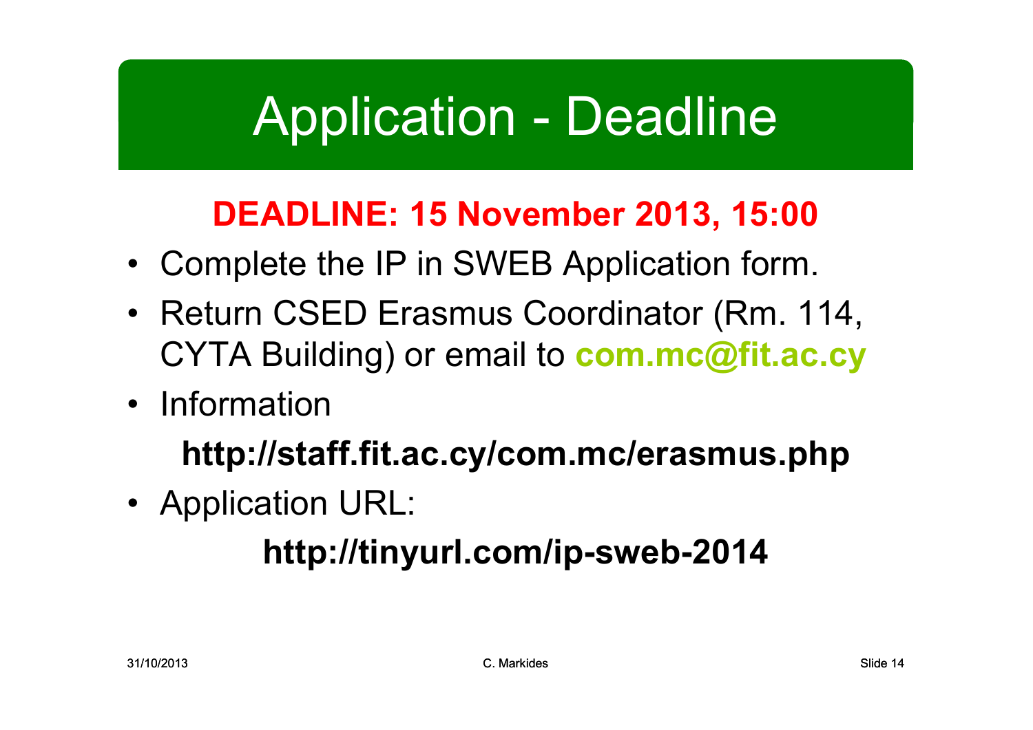# Application - Deadline

**DEADLINE: 15 November 2013, 15:00**

- Complete the IP in SWEB Application form.
- Return CSED Erasmus Coordinator (Rm. 114, CYTA Building) or email to **com.mc@fit.ac.cy**
- Information

  **http://staff.fit.ac.cy/com.mc/erasmus.php**

- Application URL:

  **http://tinyurl.com/ip-sweb-2014**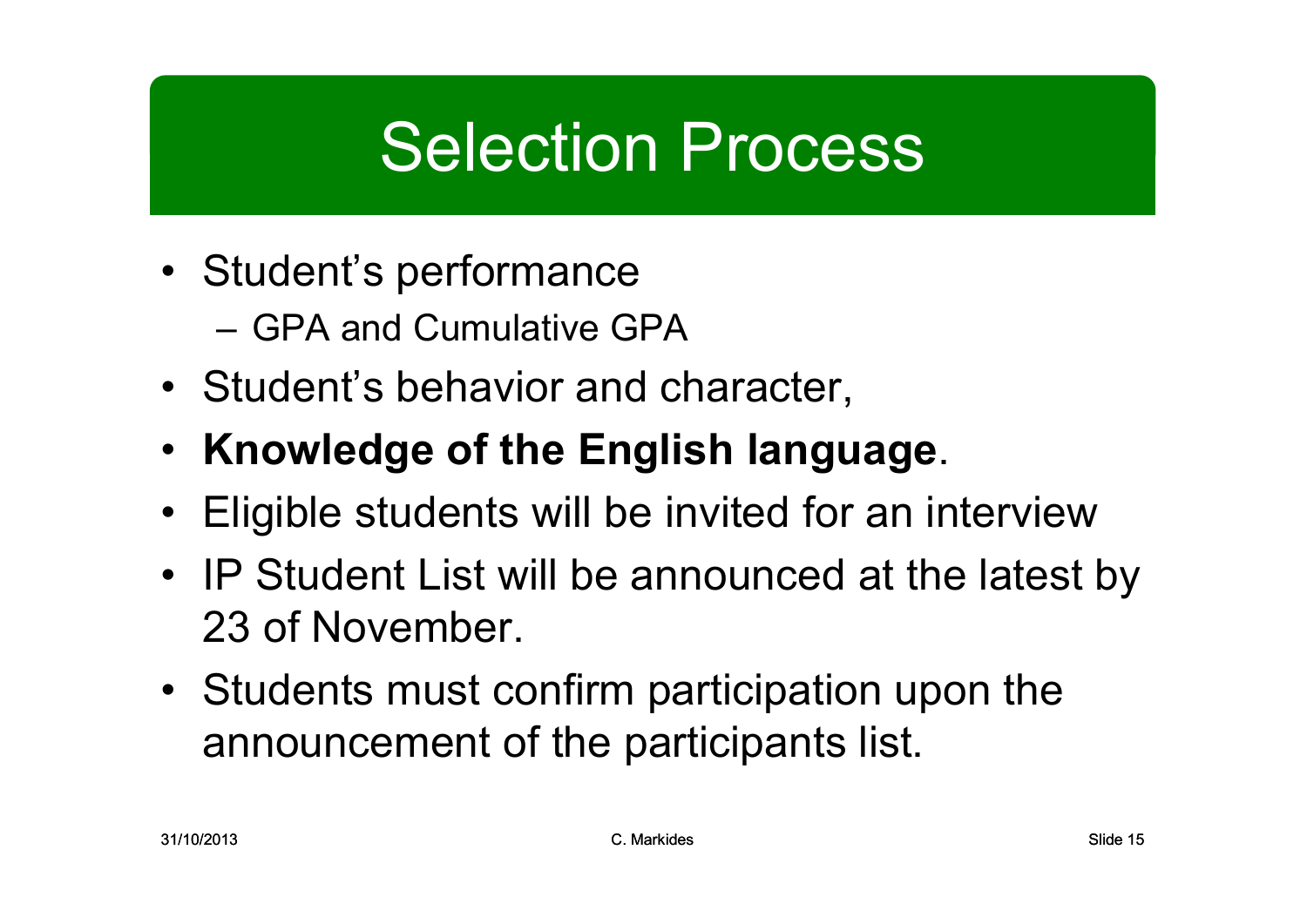# Selection Process

- Student's performance
  - GPA and Cumulative GPA
- Student's behavior and character,
- **Knowledge of the English language**.
- Eligible students will be invited for an interview
- IP Student List will be announced at the latest by 23 of November.
- Students must confirm participation upon the announcement of the participants list.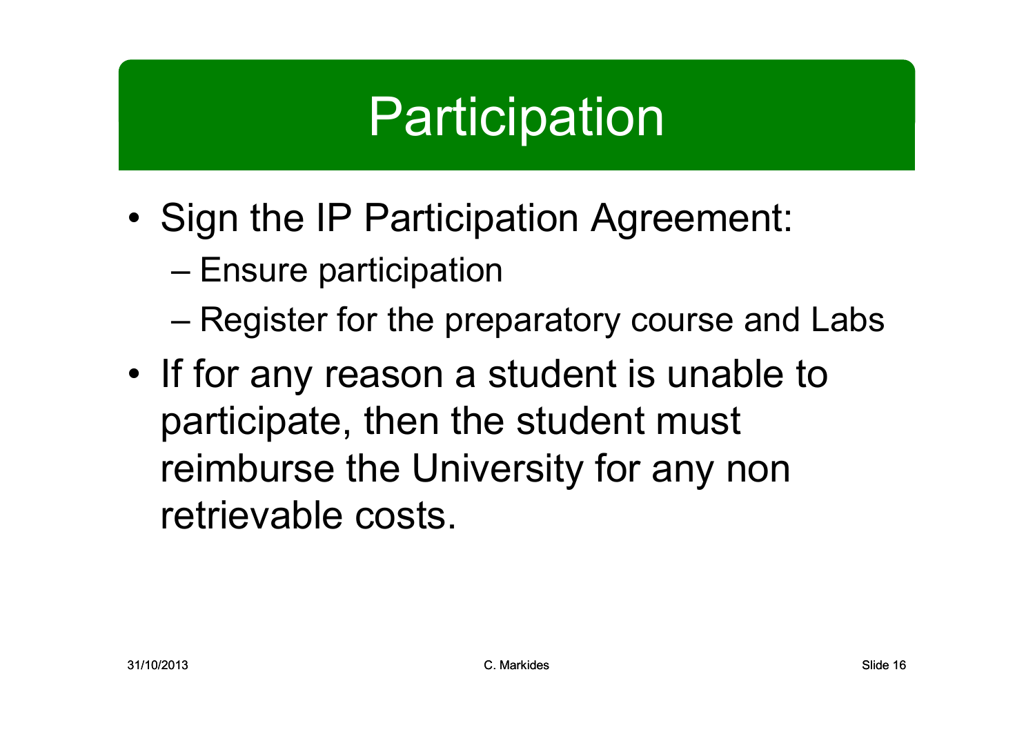# Participation

- Sign the IP Participation Agreement:
  - Ensure participation
  - Register for the preparatory course and Labs
- If for any reason a student is unable to participate, then the student must reimburse the University for any non retrievable costs.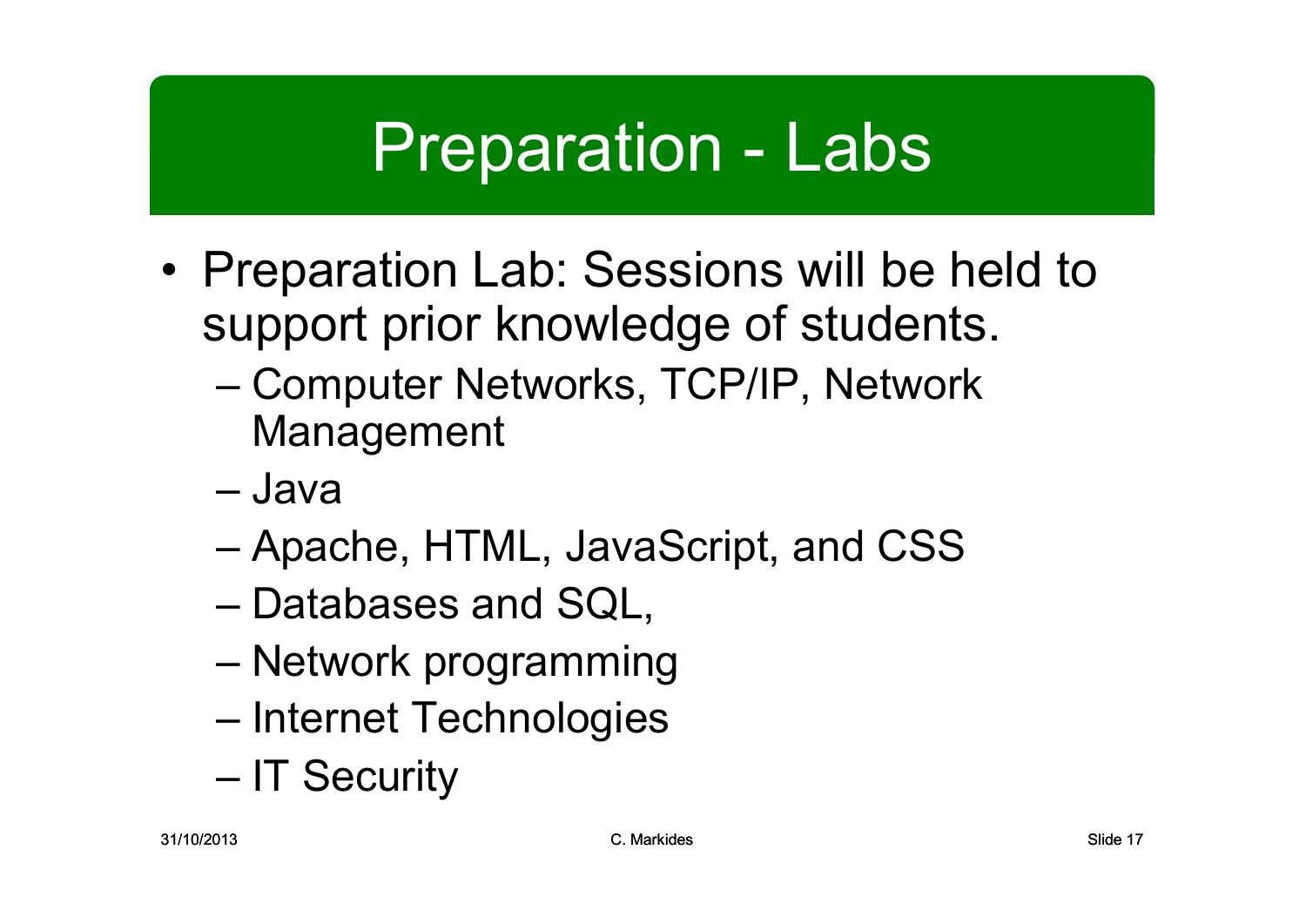# Preparation - Labs

- Preparation Lab: Sessions will be held to support prior knowledge of students.
  - Computer Networks, TCP/IP, Network Management
  - Java
  - Apache, HTML, JavaScript, and CSS
  - Databases and SQL,
  - Network programming
  - Internet Technologies
  - IT Security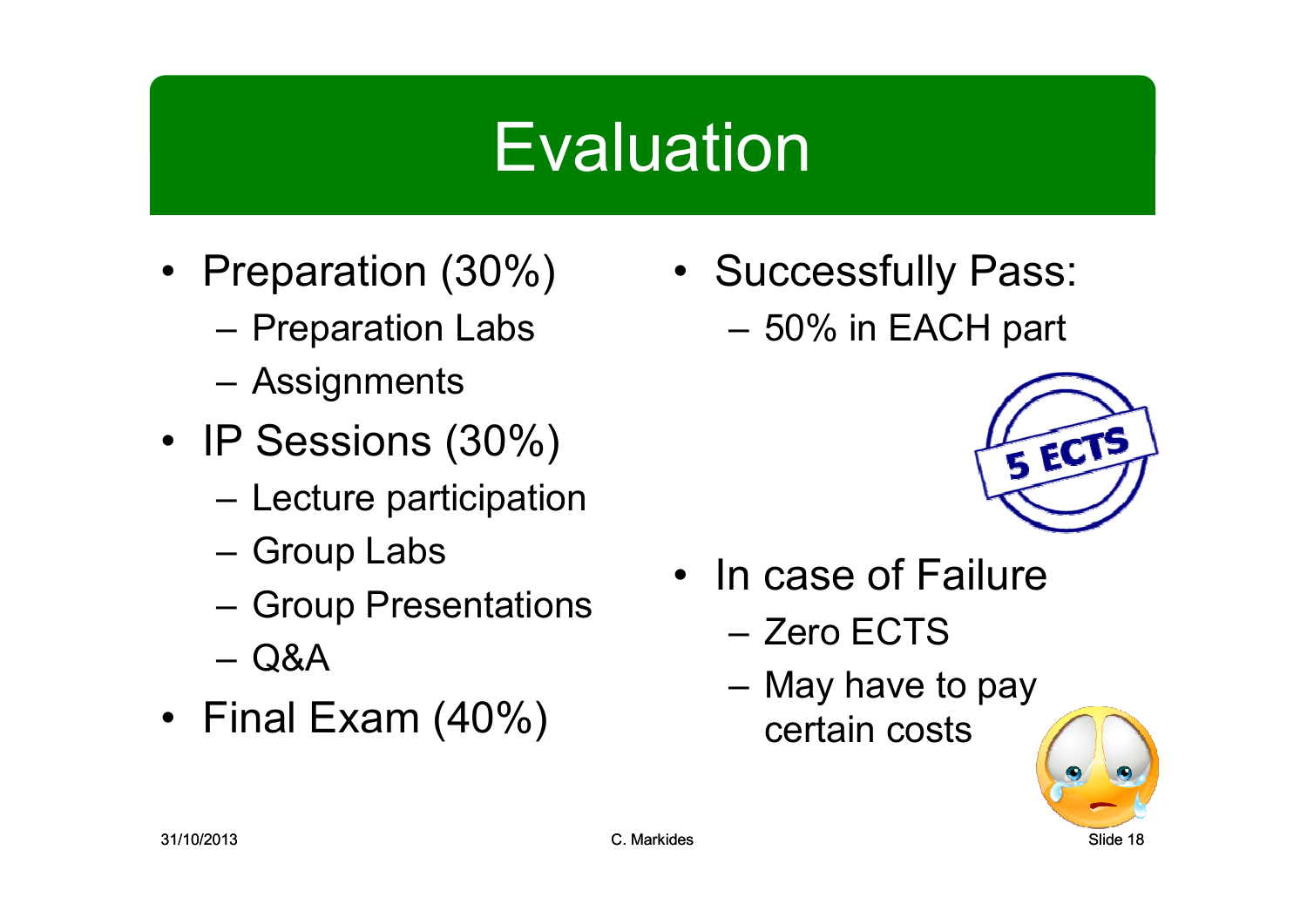# Evaluation

- Preparation (30%)
  - Preparation Labs
  - Assignments
- IP Sessions (30%)
  - Lecture participation
  - Group Labs
  - Group Presentations
  - Q&A
- Final Exam (40%)

- Successfully Pass:
  - 50% in EACH part

5 ECTS

- In case of Failure
  - Zero ECTS
  - May have to pay certain costs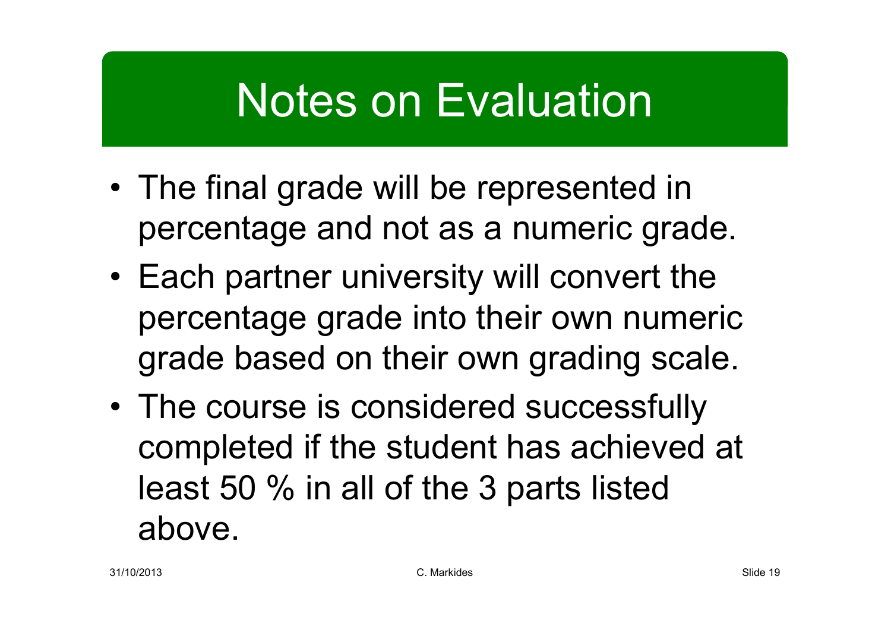# Notes on Evaluation

- The final grade will be represented in percentage and not as a numeric grade.
- Each partner university will convert the percentage grade into their own numeric grade based on their own grading scale.
- The course is considered successfully completed if the student has achieved at least 50 % in all of the 3 parts listed above.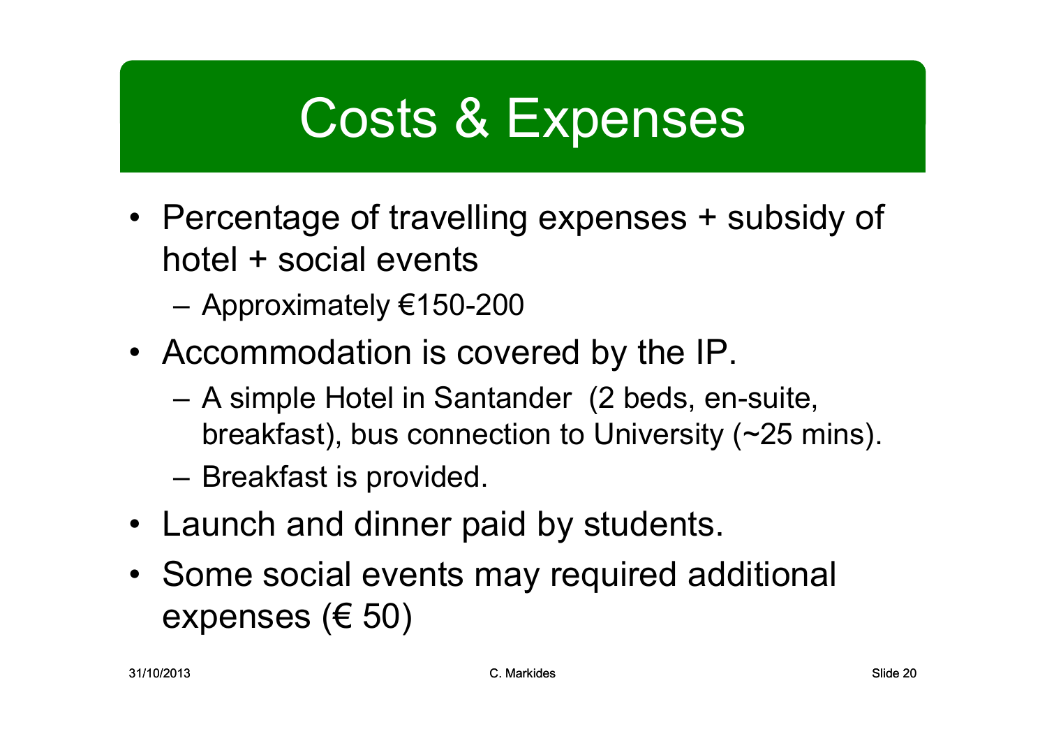# Costs & Expenses

- Percentage of travelling expenses + subsidy of hotel + social events
  - Approximately €150-200
- Accommodation is covered by the IP.
  - A simple Hotel in Santander (2 beds, en-suite, breakfast), bus connection to University (~25 mins).
  - Breakfast is provided.
- Launch and dinner paid by students.
- Some social events may required additional expenses (€ 50)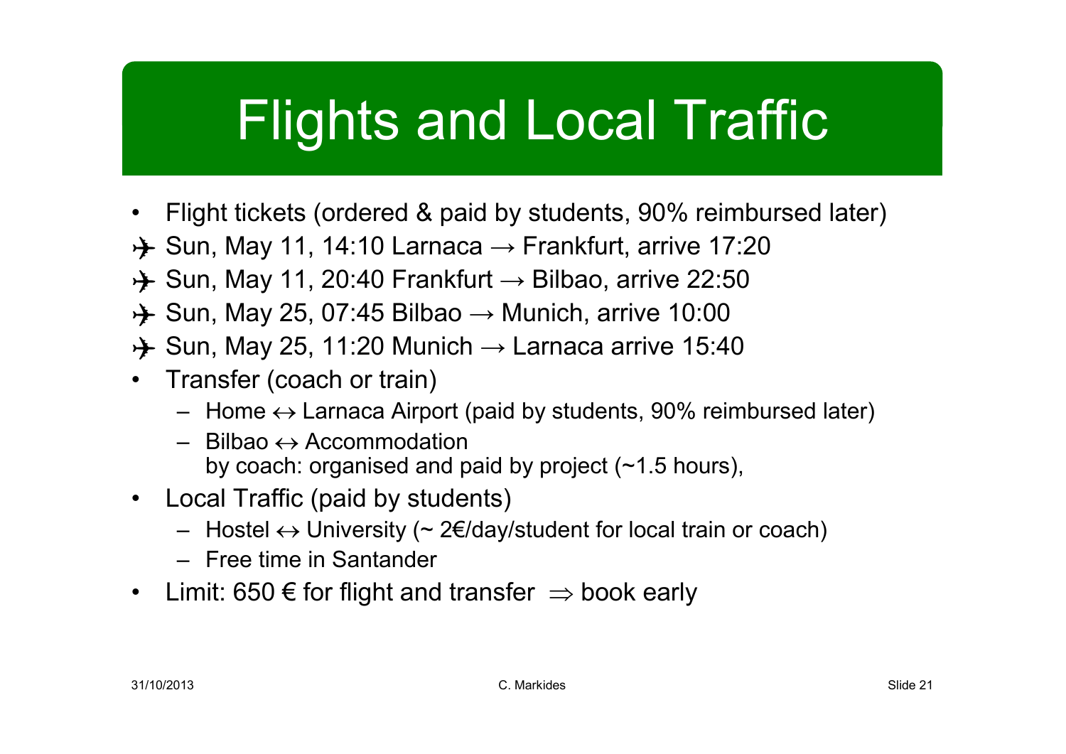# Flights and Local Traffic

- Flight tickets (ordered & paid by students, 90% reimbursed later)
- ✈ Sun, May 11, 14:10 Larnaca → Frankfurt, arrive 17:20
- ✈ Sun, May 11, 20:40 Frankfurt → Bilbao, arrive 22:50
- ✈ Sun, May 25, 07:45 Bilbao → Munich, arrive 10:00
- ✈ Sun, May 25, 11:20 Munich → Larnaca arrive 15:40
- Transfer (coach or train)
  - Home ↔ Larnaca Airport (paid by students, 90% reimbursed later)
  - Bilbao ↔ Accommodation
    by coach: organised and paid by project (~1.5 hours),
- Local Traffic (paid by students)
  - Hostel ↔ University (~ 2€/day/student for local train or coach)
  - Free time in Santander
- Limit: 650 € for flight and transfer ⇒ book early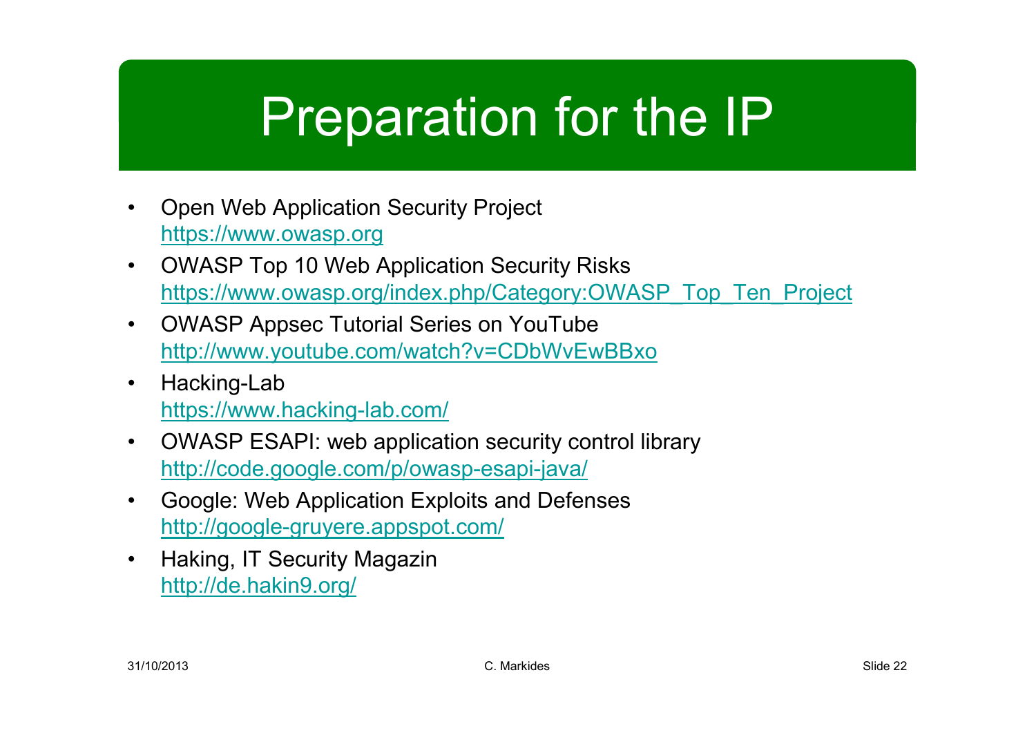# Preparation for the IP

- Open Web Application Security Project
  https://www.owasp.org
- OWASP Top 10 Web Application Security Risks
  https://www.owasp.org/index.php/Category:OWASP_Top_Ten_Project
- OWASP Appsec Tutorial Series on YouTube
  http://www.youtube.com/watch?v=CDbWvEwBBxo
- Hacking-Lab
  https://www.hacking-lab.com/
- OWASP ESAPI: web application security control library
  http://code.google.com/p/owasp-esapi-java/
- Google: Web Application Exploits and Defenses
  http://google-gruyere.appspot.com/
- Haking, IT Security Magazin
  http://de.hakin9.org/